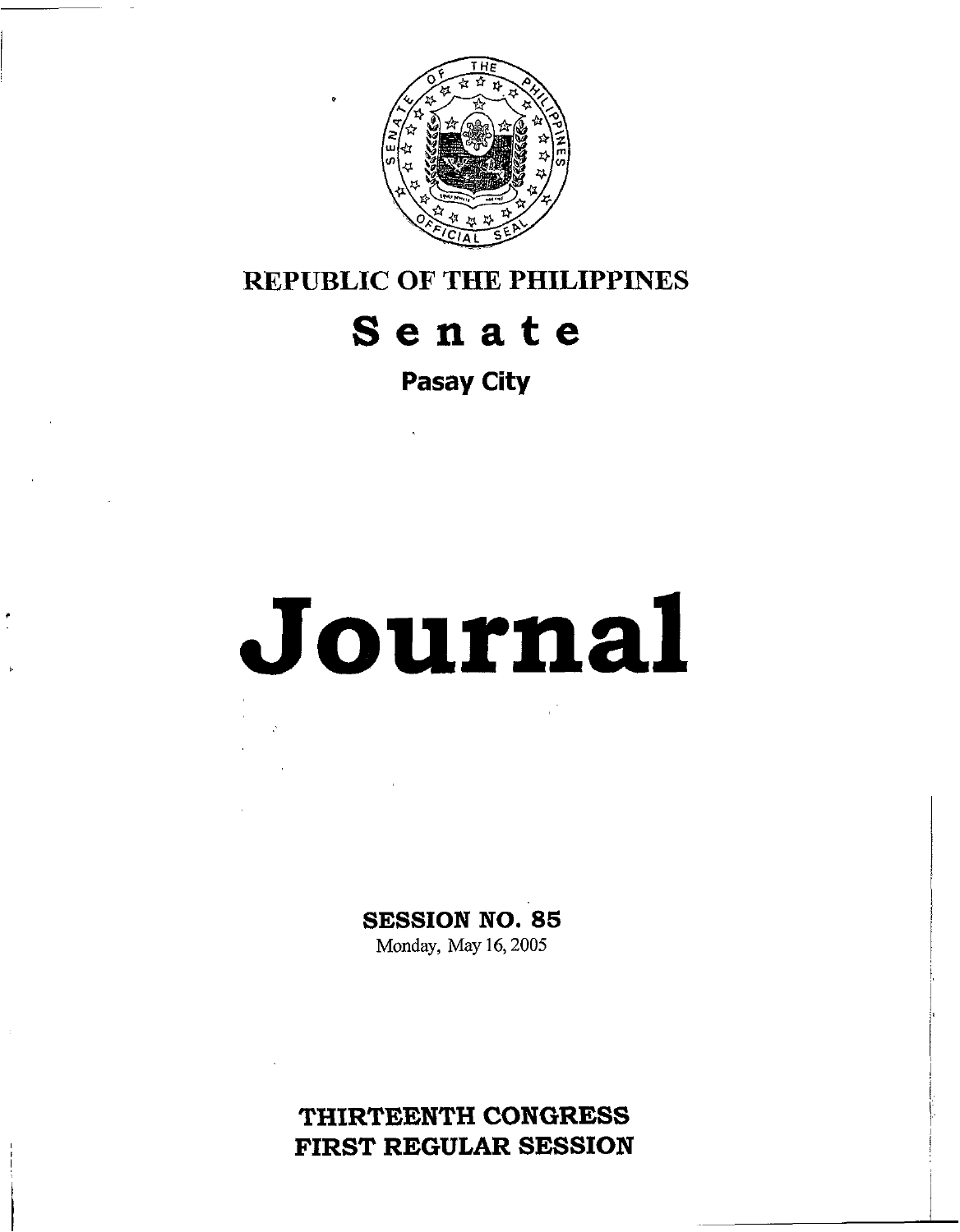# REPUBLIC OF THE PHILIPPINES

# Senate

**Pasay City**

# Journal

**SESSION NO. 85**

Monday, May 16, 2005

**THIRTEENTH CONGRESS**
**FIRST REGULAR SESSION**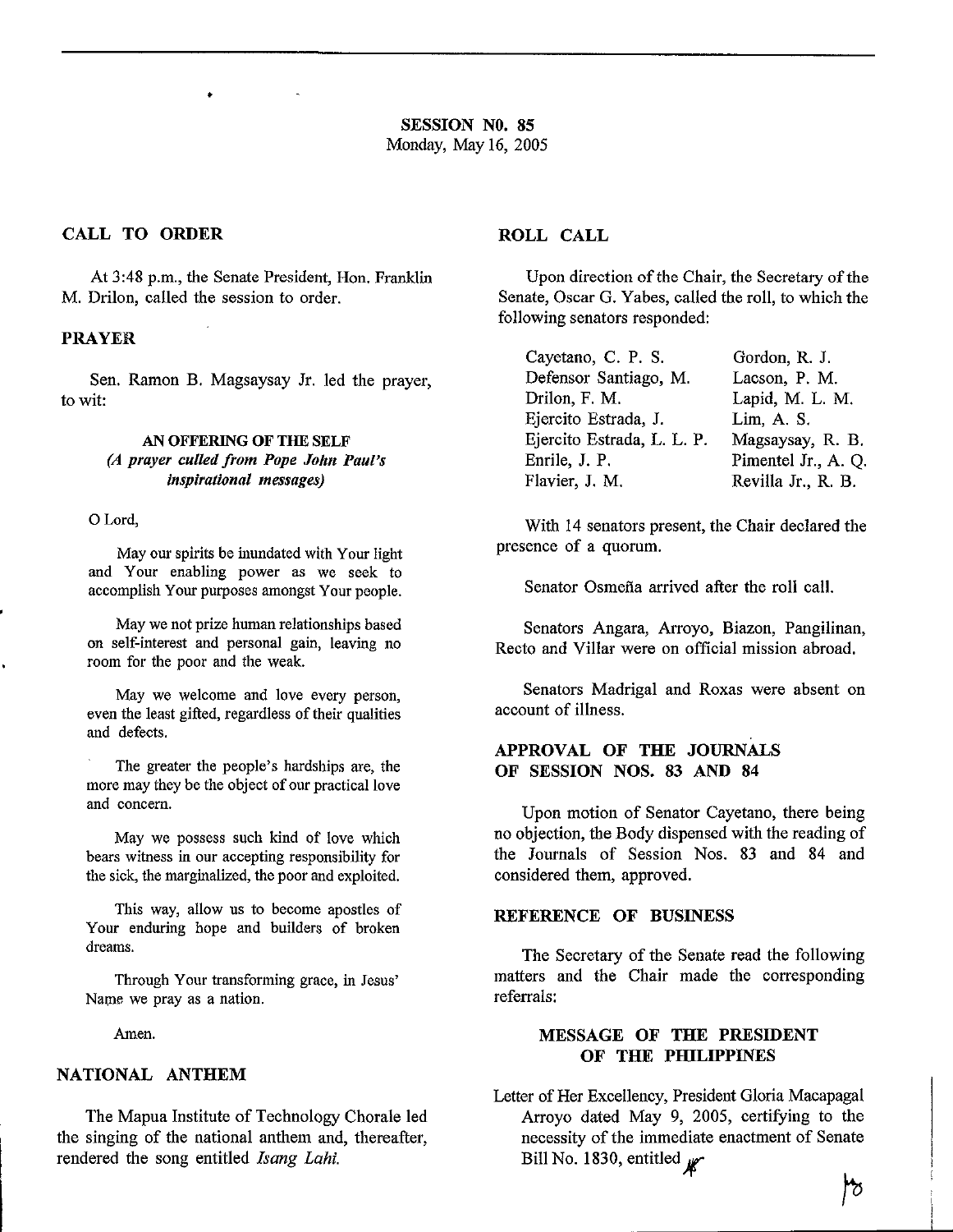## SESSION NO. 85
Monday, May 16, 2005

## CALL TO ORDER

At 3:48 p.m., the Senate President, Hon. Franklin M. Drilon, called the session to order.

## PRAYER

Sen. Ramon B. Magsaysay Jr. led the prayer, to wit:

**AN OFFERING OF THE SELF**
***(A prayer culled from Pope John Paul's inspirational messages)***

O Lord,

May our spirits be inundated with Your light and Your enabling power as we seek to accomplish Your purposes amongst Your people.

May we not prize human relationships based on self-interest and personal gain, leaving no room for the poor and the weak.

May we welcome and love every person, even the least gifted, regardless of their qualities and defects.

The greater the people's hardships are, the more may they be the object of our practical love and concern.

May we possess such kind of love which bears witness in our accepting responsibility for the sick, the marginalized, the poor and exploited.

This way, allow us to become apostles of Your enduring hope and builders of broken dreams.

Through Your transforming grace, in Jesus' Name we pray as a nation.

Amen.

## NATIONAL ANTHEM

The Mapua Institute of Technology Chorale led the singing of the national anthem and, thereafter, rendered the song entitled *Isang Lahi.*

## ROLL CALL

Upon direction of the Chair, the Secretary of the Senate, Oscar G. Yabes, called the roll, to which the following senators responded:

| | |
|---|---|
| Cayetano, C. P. S. | Gordon, R. J. |
| Defensor Santiago, M. | Lacson, P. M. |
| Drilon, F. M. | Lapid, M. L. M. |
| Ejercito Estrada, J. | Lim, A. S. |
| Ejercito Estrada, L. L. P. | Magsaysay, R. B. |
| Enrile, J. P. | Pimentel Jr., A. Q. |
| Flavier, J. M. | Revilla Jr., R. B. |

With 14 senators present, the Chair declared the presence of a quorum.

Senator Osmeña arrived after the roll call.

Senators Angara, Arroyo, Biazon, Pangilinan, Recto and Villar were on official mission abroad.

Senators Madrigal and Roxas were absent on account of illness.

## APPROVAL OF THE JOURNALS OF SESSION NOS. 83 AND 84

Upon motion of Senator Cayetano, there being no objection, the Body dispensed with the reading of the Journals of Session Nos. 83 and 84 and considered them, approved.

## REFERENCE OF BUSINESS

The Secretary of the Senate read the following matters and the Chair made the corresponding referrals:

### MESSAGE OF THE PRESIDENT OF THE PHILIPPINES

Letter of Her Excellency, President Gloria Macapagal Arroyo dated May 9, 2005, certifying to the necessity of the immediate enactment of Senate Bill No. 1830, entitled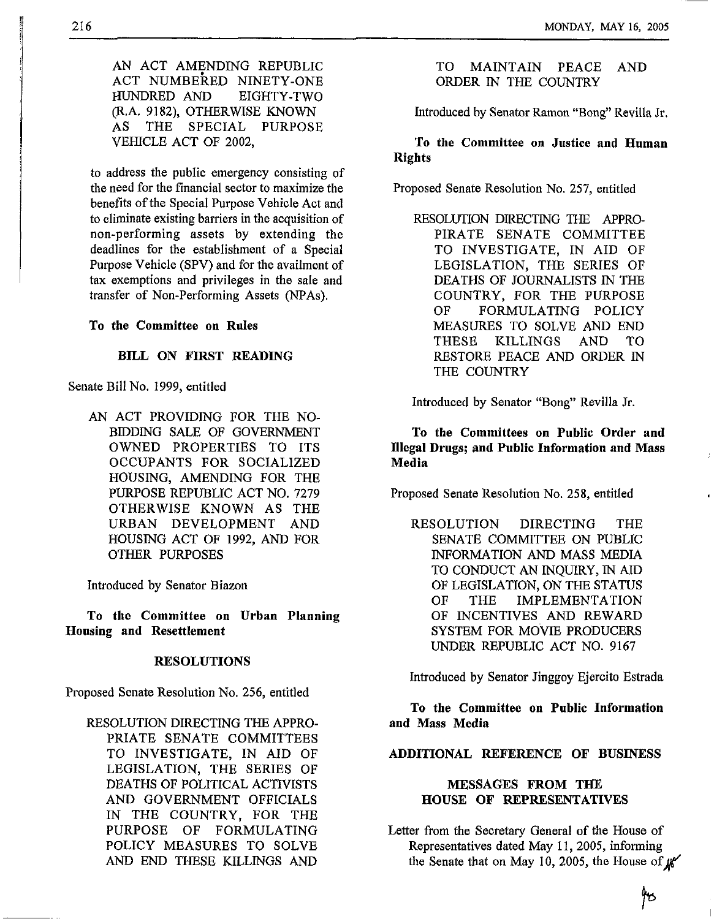AN ACT AMENDING REPUBLIC ACT NUMBERED NINETY-ONE HUNDRED AND EIGHTY-TWO (R.A. 9182), OTHERWISE KNOWN AS THE SPECIAL PURPOSE VEHICLE ACT OF 2002,

to address the public emergency consisting of the need for the financial sector to maximize the benefits of the Special Purpose Vehicle Act and to eliminate existing barriers in the acquisition of non-performing assets by extending the deadlines for the establishment of a Special Purpose Vehicle (SPV) and for the availment of tax exemptions and privileges in the sale and transfer of Non-Performing Assets (NPAs).

**To the Committee on Rules**

**BILL ON FIRST READING**

Senate Bill No. 1999, entitled

AN ACT PROVIDING FOR THE NO-BIDDING SALE OF GOVERNMENT OWNED PROPERTIES TO ITS OCCUPANTS FOR SOCIALIZED HOUSING, AMENDING FOR THE PURPOSE REPUBLIC ACT NO. 7279 OTHERWISE KNOWN AS THE URBAN DEVELOPMENT AND HOUSING ACT OF 1992, AND FOR OTHER PURPOSES

Introduced by Senator Biazon

**To the Committee on Urban Planning Housing and Resettlement**

**RESOLUTIONS**

Proposed Senate Resolution No. 256, entitled

RESOLUTION DIRECTING THE APPROPRIATE SENATE COMMITTEES TO INVESTIGATE, IN AID OF LEGISLATION, THE SERIES OF DEATHS OF POLITICAL ACTIVISTS AND GOVERNMENT OFFICIALS IN THE COUNTRY, FOR THE PURPOSE OF FORMULATING POLICY MEASURES TO SOLVE AND END THESE KILLINGS AND TO MAINTAIN PEACE AND ORDER IN THE COUNTRY

Introduced by Senator Ramon "Bong" Revilla Jr.

**To the Committee on Justice and Human Rights**

Proposed Senate Resolution No. 257, entitled

RESOLUTION DIRECTING THE APPROPIRATE SENATE COMMITTEE TO INVESTIGATE, IN AID OF LEGISLATION, THE SERIES OF DEATHS OF JOURNALISTS IN THE COUNTRY, FOR THE PURPOSE OF FORMULATING POLICY MEASURES TO SOLVE AND END THESE KILLINGS AND TO RESTORE PEACE AND ORDER IN THE COUNTRY

Introduced by Senator "Bong" Revilla Jr.

**To the Committees on Public Order and Illegal Drugs; and Public Information and Mass Media**

Proposed Senate Resolution No. 258, entitled

RESOLUTION DIRECTING THE SENATE COMMITTEE ON PUBLIC INFORMATION AND MASS MEDIA TO CONDUCT AN INQUIRY, IN AID OF LEGISLATION, ON THE STATUS OF THE IMPLEMENTATION OF INCENTIVES AND REWARD SYSTEM FOR MOVIE PRODUCERS UNDER REPUBLIC ACT NO. 9167

Introduced by Senator Jinggoy Ejercito Estrada

**To the Committee on Public Information and Mass Media**

**ADDITIONAL REFERENCE OF BUSINESS**

**MESSAGES FROM THE HOUSE OF REPRESENTATIVES**

Letter from the Secretary General of the House of Representatives dated May 11, 2005, informing the Senate that on May 10, 2005, the House of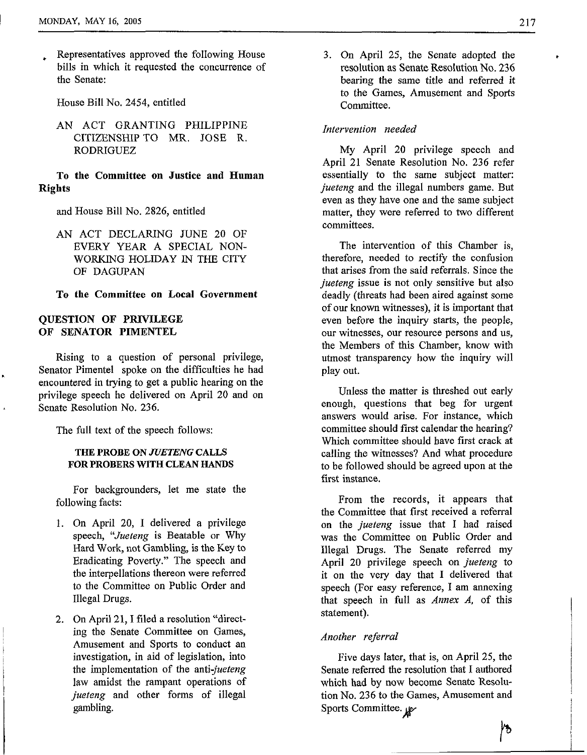Representatives approved the following House bills in which it requested the concurrence of the Senate:

House Bill No. 2454, entitled

AN ACT GRANTING PHILIPPINE CITIZENSHIP TO MR. JOSE R. RODRIGUEZ

**To the Committee on Justice and Human Rights**

and House Bill No. 2826, entitled

AN ACT DECLARING JUNE 20 OF EVERY YEAR A SPECIAL NON-WORKING HOLIDAY IN THE CITY OF DAGUPAN

**To the Committee on Local Government**

## QUESTION OF PRIVILEGE OF SENATOR PIMENTEL

Rising to a question of personal privilege, Senator Pimentel spoke on the difficulties he had encountered in trying to get a public hearing on the privilege speech he delivered on April 20 and on Senate Resolution No. 236.

The full text of the speech follows:

### THE PROBE ON *JUETENG* CALLS FOR PROBERS WITH CLEAN HANDS

For backgrounders, let me state the following facts:

1. On April 20, I delivered a privilege speech, "*Jueteng* is Beatable or Why Hard Work, not Gambling, is the Key to Eradicating Poverty." The speech and the interpellations thereon were referred to the Committee on Public Order and Illegal Drugs.
2. On April 21, I filed a resolution "directing the Senate Committee on Games, Amusement and Sports to conduct an investigation, in aid of legislation, into the implementation of the anti-*jueteng* law amidst the rampant operations of *jueteng* and other forms of illegal gambling.
3. On April 25, the Senate adopted the resolution as Senate Resolution No. 236 bearing the same title and referred it to the Games, Amusement and Sports Committee.

*Intervention needed*

My April 20 privilege speech and April 21 Senate Resolution No. 236 refer essentially to the same subject matter: *jueteng* and the illegal numbers game. But even as they have one and the same subject matter, they were referred to two different committees.

The intervention of this Chamber is, therefore, needed to rectify the confusion that arises from the said referrals. Since the *jueteng* issue is not only sensitive but also deadly (threats had been aired against some of our known witnesses), it is important that even before the inquiry starts, the people, our witnesses, our resource persons and us, the Members of this Chamber, know with utmost transparency how the inquiry will play out.

Unless the matter is threshed out early enough, questions that beg for urgent answers would arise. For instance, which committee should first calendar the hearing? Which committee should have first crack at calling the witnesses? And what procedure to be followed should be agreed upon at the first instance.

From the records, it appears that the Committee that first received a referral on the *jueteng* issue that I had raised was the Committee on Public Order and Illegal Drugs. The Senate referred my April 20 privilege speech on *jueteng* to it on the very day that I delivered that speech (For easy reference, I am annexing that speech in full as *Annex A,* of this statement).

*Another referral*

Five days later, that is, on April 25, the Senate referred the resolution that I authored which had by now become Senate Resolution No. 236 to the Games, Amusement and Sports Committee.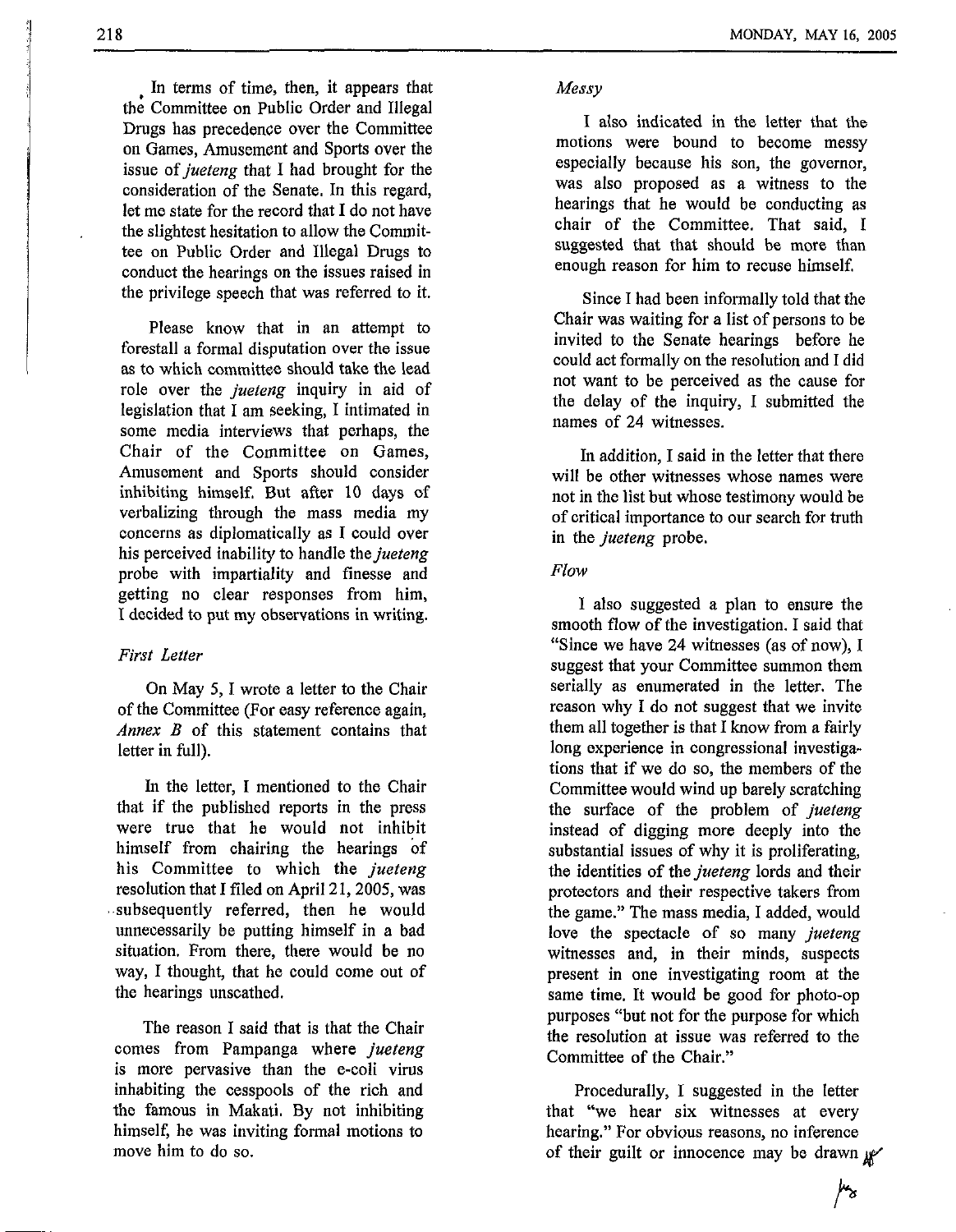In terms of time, then, it appears that the Committee on Public Order and Illegal Drugs has precedence over the Committee on Games, Amusement and Sports over the issue of *jueteng* that I had brought for the consideration of the Senate. In this regard, let me state for the record that I do not have the slightest hesitation to allow the Committee on Public Order and Illegal Drugs to conduct the hearings on the issues raised in the privilege speech that was referred to it.

Please know that in an attempt to forestall a formal disputation over the issue as to which committee should take the lead role over the *jueteng* inquiry in aid of legislation that I am seeking, I intimated in some media interviews that perhaps, the Chair of the Committee on Games, Amusement and Sports should consider inhibiting himself. But after 10 days of verbalizing through the mass media my concerns as diplomatically as I could over his perceived inability to handle the *jueteng* probe with impartiality and finesse and getting no clear responses from him, I decided to put my observations in writing.

*First Letter*

On May 5, I wrote a letter to the Chair of the Committee (For easy reference again, *Annex B* of this statement contains that letter in full).

In the letter, I mentioned to the Chair that if the published reports in the press were true that he would not inhibit himself from chairing the hearings of his Committee to which the *jueteng* resolution that I filed on April 21, 2005, was subsequently referred, then he would unnecessarily be putting himself in a bad situation. From there, there would be no way, I thought, that he could come out of the hearings unscathed.

The reason I said that is that the Chair comes from Pampanga where *jueteng* is more pervasive than the e-coli virus inhabiting the cesspools of the rich and the famous in Makati. By not inhibiting himself, he was inviting formal motions to move him to do so.

*Messy*

I also indicated in the letter that the motions were bound to become messy especially because his son, the governor, was also proposed as a witness to the hearings that he would be conducting as chair of the Committee. That said, I suggested that that should be more than enough reason for him to recuse himself.

Since I had been informally told that the Chair was waiting for a list of persons to be invited to the Senate hearings before he could act formally on the resolution and I did not want to be perceived as the cause for the delay of the inquiry, I submitted the names of 24 witnesses.

In addition, I said in the letter that there will be other witnesses whose names were not in the list but whose testimony would be of critical importance to our search for truth in the *jueteng* probe.

*Flow*

I also suggested a plan to ensure the smooth flow of the investigation. I said that "Since we have 24 witnesses (as of now), I suggest that your Committee summon them serially as enumerated in the letter. The reason why I do not suggest that we invite them all together is that I know from a fairly long experience in congressional investigations that if we do so, the members of the Committee would wind up barely scratching the surface of the problem of *jueteng* instead of digging more deeply into the substantial issues of why it is proliferating, the identities of the *jueteng* lords and their protectors and their respective takers from the game." The mass media, I added, would love the spectacle of so many *jueteng* witnesses and, in their minds, suspects present in one investigating room at the same time. It would be good for photo-op purposes "but not for the purpose for which the resolution at issue was referred to the Committee of the Chair."

Procedurally, I suggested in the letter that "we hear six witnesses at every hearing." For obvious reasons, no inference of their guilt or innocence may be drawn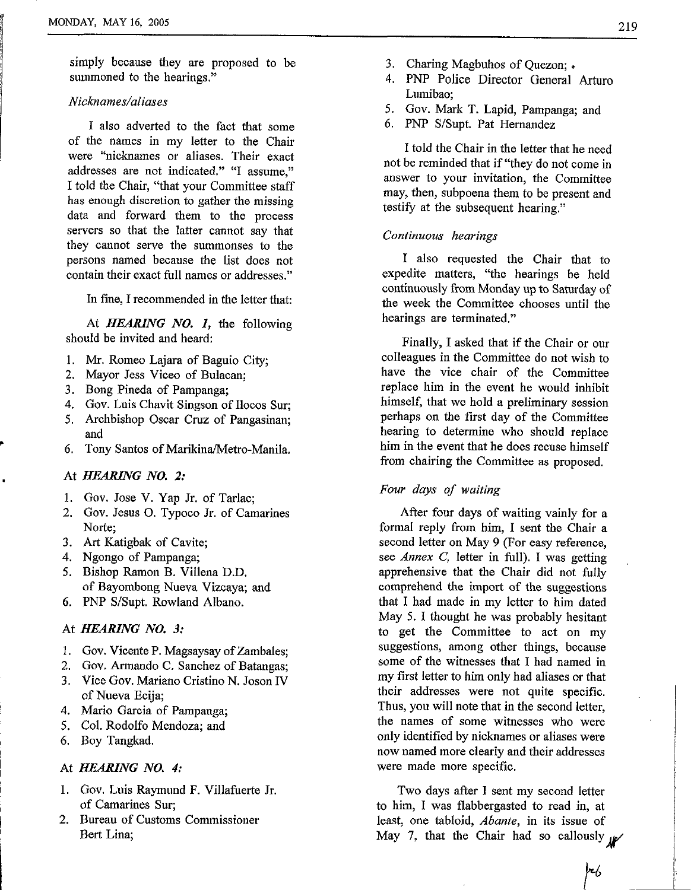simply because they are proposed to be summoned to the hearings."

*Nicknames/aliases*

I also adverted to the fact that some of the names in my letter to the Chair were "nicknames or aliases. Their exact addresses are not indicated." "I assume," I told the Chair, "that your Committee staff has enough discretion to gather the missing data and forward them to the process servers so that the latter cannot say that they cannot serve the summonses to the persons named because the list does not contain their exact full names or addresses."

In fine, I recommended in the letter that:

At ***HEARING NO. 1,*** the following should be invited and heard:

1. Mr. Romeo Lajara of Baguio City;
2. Mayor Jess Viceo of Bulacan;
3. Bong Pineda of Pampanga;
4. Gov. Luis Chavit Singson of Ilocos Sur;
5. Archbishop Oscar Cruz of Pangasinan; and
6. Tony Santos of Marikina/Metro-Manila.

At ***HEARING NO. 2:***

1. Gov. Jose V. Yap Jr. of Tarlac;
2. Gov. Jesus O. Typoco Jr. of Camarines Norte;
3. Art Katigbak of Cavite;
4. Ngongo of Pampanga;
5. Bishop Ramon B. Villena D.D. of Bayombong Nueva Vizcaya; and
6. PNP S/Supt. Rowland Albano.

At ***HEARING NO. 3:***

1. Gov. Vicente P. Magsaysay of Zambales;
2. Gov. Armando C. Sanchez of Batangas;
3. Vice Gov. Mariano Cristino N. Joson IV of Nueva Ecija;
4. Mario Garcia of Pampanga;
5. Col. Rodolfo Mendoza; and
6. Boy Tangkad.

At ***HEARING NO. 4:***

1. Gov. Luis Raymund F. Villafuerte Jr. of Camarines Sur;
2. Bureau of Customs Commissioner Bert Lina;
3. Charing Magbuhos of Quezon;
4. PNP Police Director General Arturo Lumibao;
5. Gov. Mark T. Lapid, Pampanga; and
6. PNP S/Supt. Pat Hernandez

I told the Chair in the letter that he need not be reminded that if "they do not come in answer to your invitation, the Committee may, then, subpoena them to be present and testify at the subsequent hearing."

*Continuous hearings*

I also requested the Chair that to expedite matters, "the hearings be held continuously from Monday up to Saturday of the week the Committee chooses until the hearings are terminated."

Finally, I asked that if the Chair or our colleagues in the Committee do not wish to have the vice chair of the Committee replace him in the event he would inhibit himself, that we hold a preliminary session perhaps on the first day of the Committee hearing to determine who should replace him in the event that he does recuse himself from chairing the Committee as proposed.

*Four days of waiting*

After four days of waiting vainly for a formal reply from him, I sent the Chair a second letter on May 9 (For easy reference, see *Annex C*, letter in full). I was getting apprehensive that the Chair did not fully comprehend the import of the suggestions that I had made in my letter to him dated May 5. I thought he was probably hesitant to get the Committee to act on my suggestions, among other things, because some of the witnesses that I had named in my first letter to him only had aliases or that their addresses were not quite specific. Thus, you will note that in the second letter, the names of some witnesses who were only identified by nicknames or aliases were now named more clearly and their addresses were made more specific.

Two days after I sent my second letter to him, I was flabbergasted to read in, at least, one tabloid, *Abante*, in its issue of May 7, that the Chair had so callously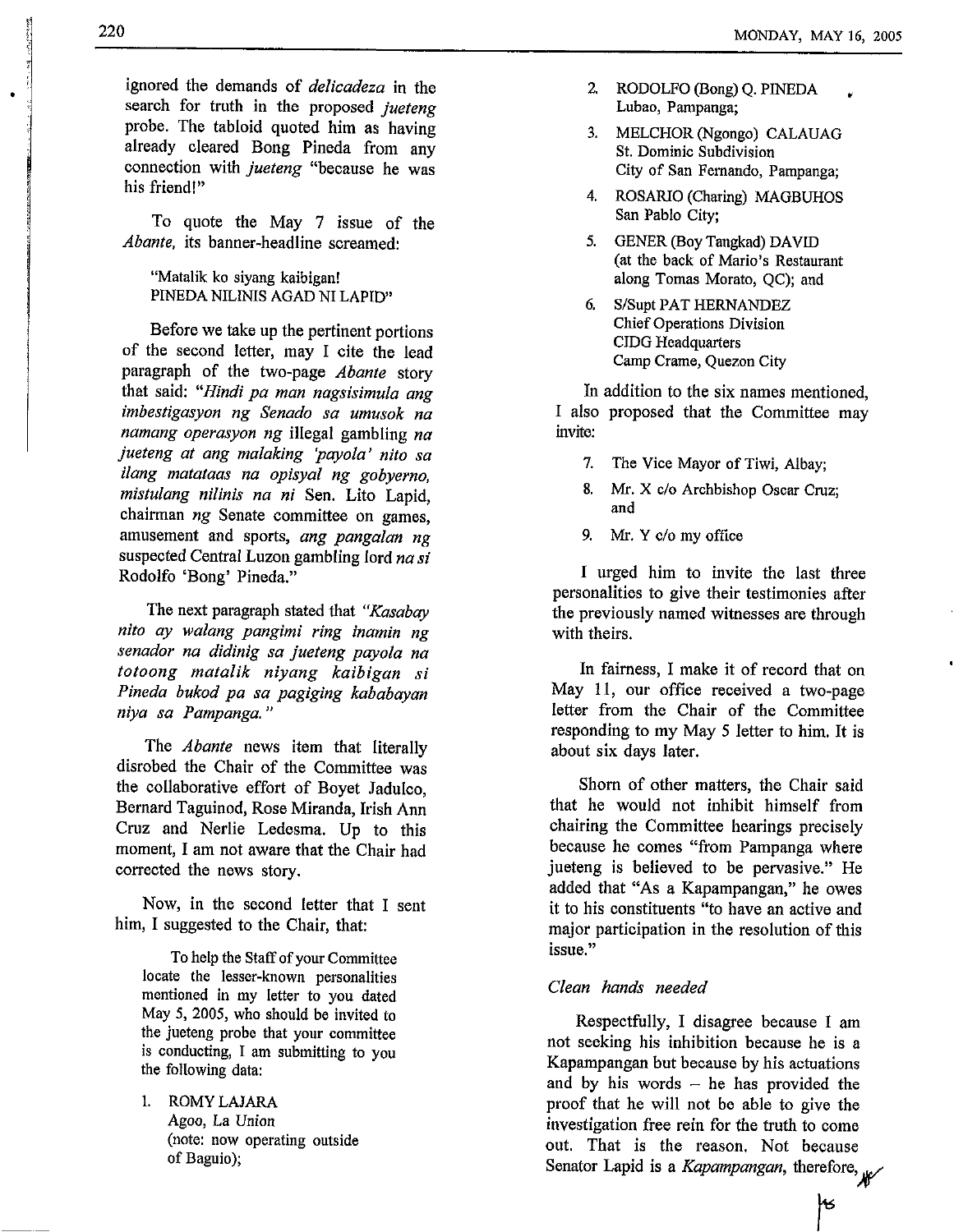ignored the demands of *delicadeza* in the search for truth in the proposed *jueteng* probe. The tabloid quoted him as having already cleared Bong Pineda from any connection with *jueteng* "because he was his friend!"

To quote the May 7 issue of the *Abante,* its banner-headline screamed:

> "Matalik ko siyang kaibigan!
> PINEDA NILINIS AGAD NI LAPID"

Before we take up the pertinent portions of the second letter, may I cite the lead paragraph of the two-page *Abante* story that said: "*Hindi pa man nagsisimula ang imbestigasyon ng Senado sa umusok na namang operasyon ng* illegal gambling *na jueteng at ang malaking 'payola' nito sa ilang matataas na opisyal ng gobyerno, mistulang nilinis na ni* Sen. Lito Lapid, chairman *ng* Senate committee on games, amusement and sports, *ang pangalan ng* suspected Central Luzon gambling lord *na si* Rodolfo 'Bong' Pineda."

The next paragraph stated that "*Kasabay nito ay walang pangimi ring inamin ng senador na didinig sa jueteng payola na totoong matalik niyang kaibigan si Pineda bukod pa sa pagiging kababayan niya sa Pampanga.*"

The *Abante* news item that literally disrobed the Chair of the Committee was the collaborative effort of Boyet Jadulco, Bernard Taguinod, Rose Miranda, Irish Ann Cruz and Nerlie Ledesma. Up to this moment, I am not aware that the Chair had corrected the news story.

Now, in the second letter that I sent him, I suggested to the Chair, that:

> To help the Staff of your Committee locate the lesser-known personalities mentioned in my letter to you dated May 5, 2005, who should be invited to the jueteng probe that your committee is conducting, I am submitting to you the following data:
>
> 1. ROMY LAJARA
> Agoo, La Union
> (note: now operating outside of Baguio);
> 2. RODOLFO (Bong) Q. PINEDA
> Lubao, Pampanga;
> 3. MELCHOR (Ngongo) CALAUAG
> St. Dominic Subdivision
> City of San Fernando, Pampanga;
> 4. ROSARIO (Charing) MAGBUHOS
> San Pablo City;
> 5. GENER (Boy Tangkad) DAVID
> (at the back of Mario's Restaurant along Tomas Morato, QC); and
> 6. S/Supt PAT HERNANDEZ
> Chief Operations Division
> CIDG Headquarters
> Camp Crame, Quezon City

In addition to the six names mentioned, I also proposed that the Committee may invite:

> 7. The Vice Mayor of Tiwi, Albay;
> 8. Mr. X c/o Archbishop Oscar Cruz; and
> 9. Mr. Y c/o my office

I urged him to invite the last three personalities to give their testimonies after the previously named witnesses are through with theirs.

In fairness, I make it of record that on May 11, our office received a two-page letter from the Chair of the Committee responding to my May 5 letter to him. It is about six days later.

Shorn of other matters, the Chair said that he would not inhibit himself from chairing the Committee hearings precisely because he comes "from Pampanga where jueteng is believed to be pervasive." He added that "As a Kapampangan," he owes it to his constituents "to have an active and major participation in the resolution of this issue."

*Clean hands needed*

Respectfully, I disagree because I am not seeking his inhibition because he is a Kapampangan but because by his actuations and by his words – he has provided the proof that he will not be able to give the investigation free rein for the truth to come out. That is the reason. Not because Senator Lapid is a *Kapampangan*, therefore,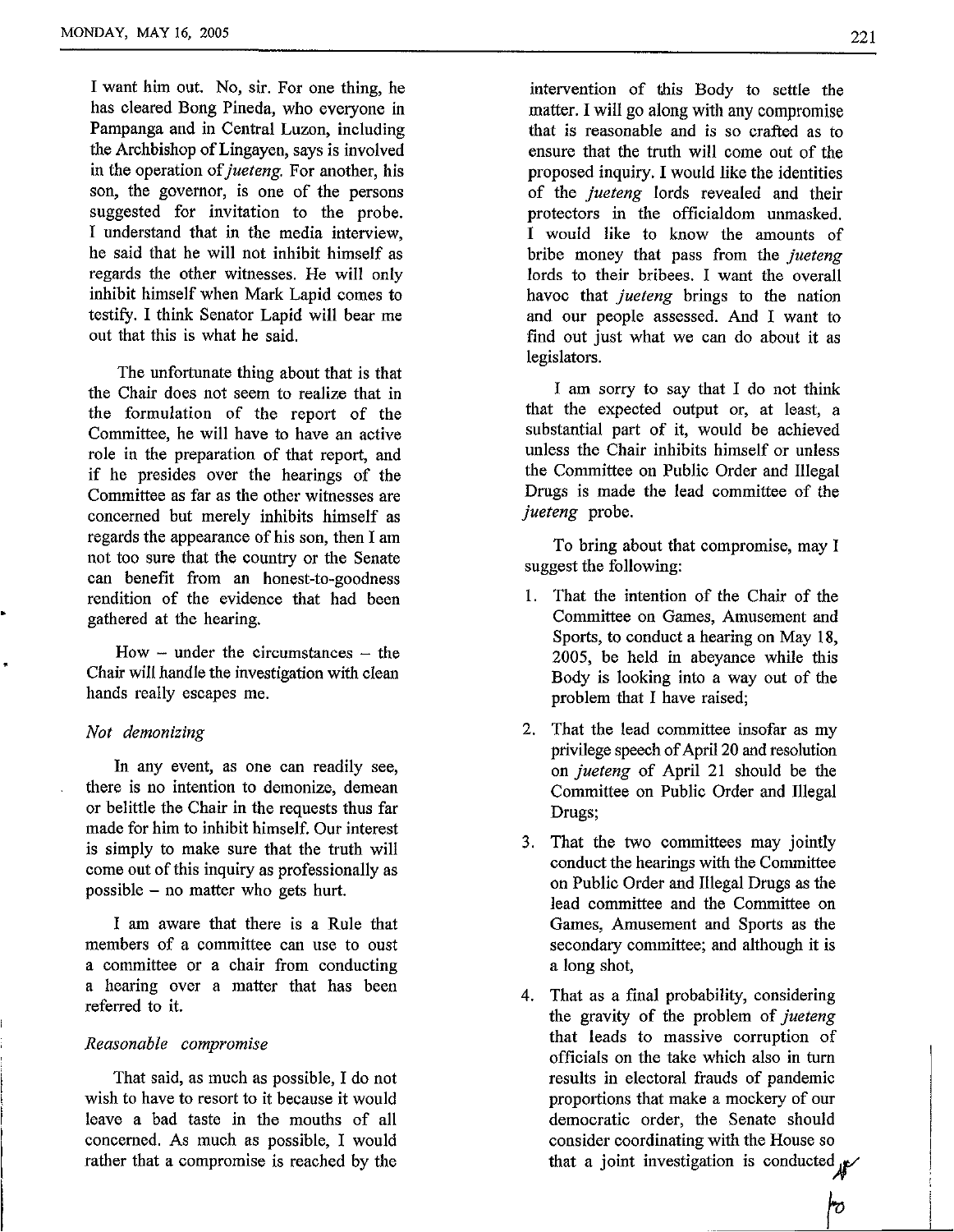I want him out. No, sir. For one thing, he has cleared Bong Pineda, who everyone in Pampanga and in Central Luzon, including the Archbishop of Lingayen, says is involved in the operation of *jueteng*. For another, his son, the governor, is one of the persons suggested for invitation to the probe. I understand that in the media interview, he said that he will not inhibit himself as regards the other witnesses. He will only inhibit himself when Mark Lapid comes to testify. I think Senator Lapid will bear me out that this is what he said.

The unfortunate thing about that is that the Chair does not seem to realize that in the formulation of the report of the Committee, he will have to have an active role in the preparation of that report, and if he presides over the hearings of the Committee as far as the other witnesses are concerned but merely inhibits himself as regards the appearance of his son, then I am not too sure that the country or the Senate can benefit from an honest-to-goodness rendition of the evidence that had been gathered at the hearing.

How – under the circumstances – the Chair will handle the investigation with clean hands really escapes me.

*Not demonizing*

In any event, as one can readily see, there is no intention to demonize, demean or belittle the Chair in the requests thus far made for him to inhibit himself. Our interest is simply to make sure that the truth will come out of this inquiry as professionally as possible – no matter who gets hurt.

I am aware that there is a Rule that members of a committee can use to oust a committee or a chair from conducting a hearing over a matter that has been referred to it.

*Reasonable compromise*

That said, as much as possible, I do not wish to have to resort to it because it would leave a bad taste in the mouths of all concerned. As much as possible, I would rather that a compromise is reached by the intervention of this Body to settle the matter. I will go along with any compromise that is reasonable and is so crafted as to ensure that the truth will come out of the proposed inquiry. I would like the identities of the *jueteng* lords revealed and their protectors in the officialdom unmasked. I would like to know the amounts of bribe money that pass from the *jueteng* lords to their bribees. I want the overall havoc that *jueteng* brings to the nation and our people assessed. And I want to find out just what we can do about it as legislators.

I am sorry to say that I do not think that the expected output or, at least, a substantial part of it, would be achieved unless the Chair inhibits himself or unless the Committee on Public Order and Illegal Drugs is made the lead committee of the *jueteng* probe.

To bring about that compromise, may I suggest the following:

1. That the intention of the Chair of the Committee on Games, Amusement and Sports, to conduct a hearing on May 18, 2005, be held in abeyance while this Body is looking into a way out of the problem that I have raised;
2. That the lead committee insofar as my privilege speech of April 20 and resolution on *jueteng* of April 21 should be the Committee on Public Order and Illegal Drugs;
3. That the two committees may jointly conduct the hearings with the Committee on Public Order and Illegal Drugs as the lead committee and the Committee on Games, Amusement and Sports as the secondary committee; and although it is a long shot,
4. That as a final probability, considering the gravity of the problem of *jueteng* that leads to massive corruption of officials on the take which also in turn results in electoral frauds of pandemic proportions that make a mockery of our democratic order, the Senate should consider coordinating with the House so that a joint investigation is conducted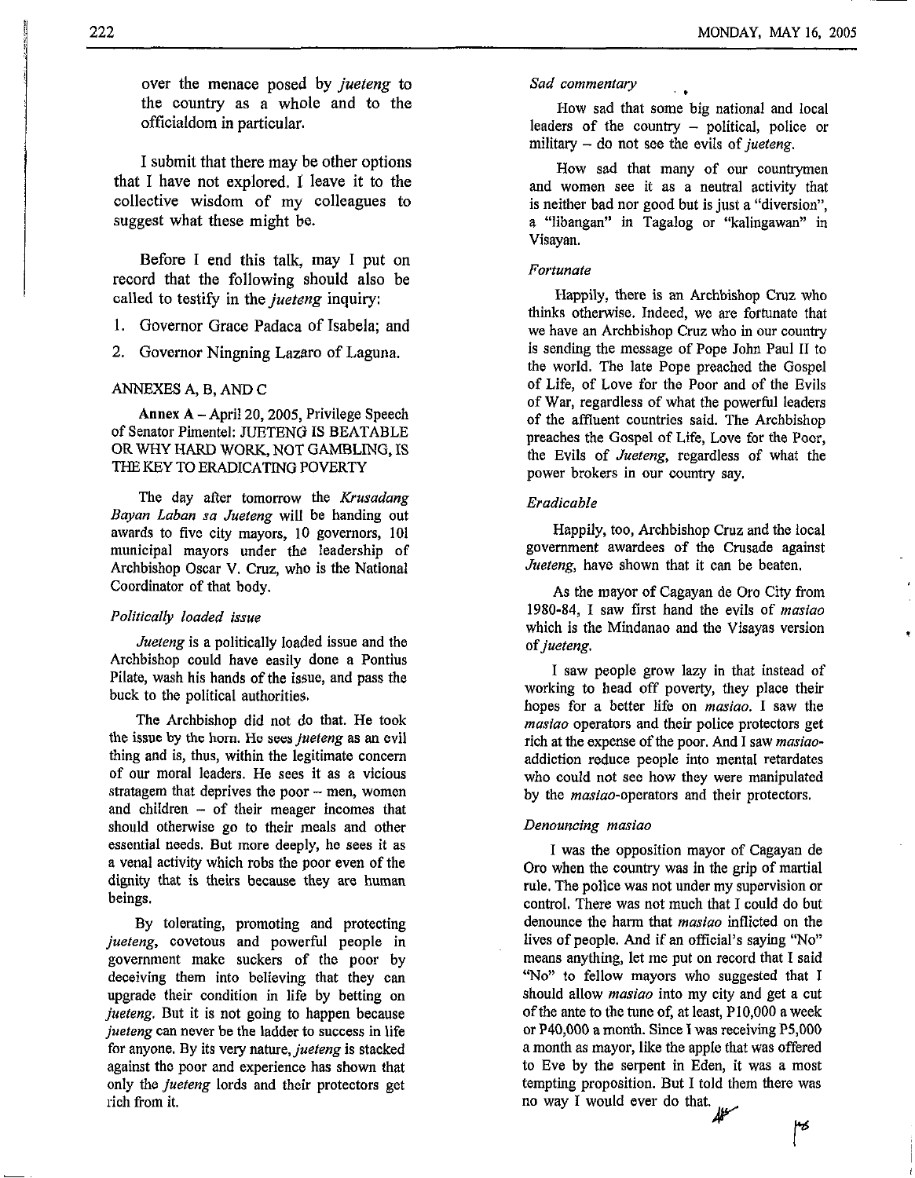over the menace posed by *jueteng* to the country as a whole and to the officialdom in particular.

I submit that there may be other options that I have not explored. I leave it to the collective wisdom of my colleagues to suggest what these might be.

Before I end this talk, may I put on record that the following should also be called to testify in the *jueteng* inquiry:

1. Governor Grace Padaca of Isabela; and
2. Governor Ningning Lazaro of Laguna.

ANNEXES A, B, AND C

**Annex A** – April 20, 2005, Privilege Speech of Senator Pimentel: JUETENG IS BEATABLE OR WHY HARD WORK, NOT GAMBLING, IS THE KEY TO ERADICATING POVERTY

The day after tomorrow the *Krusadang Bayan Laban sa Jueteng* will be handing out awards to five city mayors, 10 governors, 101 municipal mayors under the leadership of Archbishop Oscar V. Cruz, who is the National Coordinator of that body.

*Politically loaded issue*

*Jueteng* is a politically loaded issue and the Archbishop could have easily done a Pontius Pilate, wash his hands of the issue, and pass the buck to the political authorities.

The Archbishop did not do that. He took the issue by the horn. He sees *jueteng* as an evil thing and is, thus, within the legitimate concern of our moral leaders. He sees it as a vicious stratagem that deprives the poor – men, women and children – of their meager incomes that should otherwise go to their meals and other essential needs. But more deeply, he sees it as a venal activity which robs the poor even of the dignity that is theirs because they are human beings.

By tolerating, promoting and protecting *jueteng*, covetous and powerful people in government make suckers of the poor by deceiving them into believing that they can upgrade their condition in life by betting on *jueteng*. But it is not going to happen because *jueteng* can never be the ladder to success in life for anyone. By its very nature, *jueteng* is stacked against the poor and experience has shown that only the *jueteng* lords and their protectors get rich from it.

*Sad commentary*

How sad that some big national and local leaders of the country – political, police or military – do not see the evils of *jueteng*.

How sad that many of our countrymen and women see it as a neutral activity that is neither bad nor good but is just a "diversion", a "libangan" in Tagalog or "kalingawan" in Visayan.

*Fortunate*

Happily, there is an Archbishop Cruz who thinks otherwise. Indeed, we are fortunate that we have an Archbishop Cruz who in our country is sending the message of Pope John Paul II to the world. The late Pope preached the Gospel of Life, of Love for the Poor and of the Evils of War, regardless of what the powerful leaders of the affluent countries said. The Archbishop preaches the Gospel of Life, Love for the Poor, the Evils of *Jueteng*, regardless of what the power brokers in our country say.

*Eradicable*

Happily, too, Archbishop Cruz and the local government awardees of the Crusade against *Jueteng*, have shown that it can be beaten.

As the mayor of Cagayan de Oro City from 1980-84, I saw first hand the evils of *masiao* which is the Mindanao and the Visayas version of *jueteng*.

I saw people grow lazy in that instead of working to head off poverty, they place their hopes for a better life on *masiao*. I saw the *masiao* operators and their police protectors get rich at the expense of the poor. And I saw *masiao*-addiction reduce people into mental retardates who could not see how they were manipulated by the *masiao*-operators and their protectors.

*Denouncing masiao*

I was the opposition mayor of Cagayan de Oro when the country was in the grip of martial rule. The police was not under my supervision or control. There was not much that I could do but denounce the harm that *masiao* inflicted on the lives of people. And if an official's saying "No" means anything, let me put on record that I said "No" to fellow mayors who suggested that I should allow *masiao* into my city and get a cut of the ante to the tune of, at least, P10,000 a week or P40,000 a month. Since I was receiving P5,000 a month as mayor, like the apple that was offered to Eve by the serpent in Eden, it was a most tempting proposition. But I told them there was no way I would ever do that.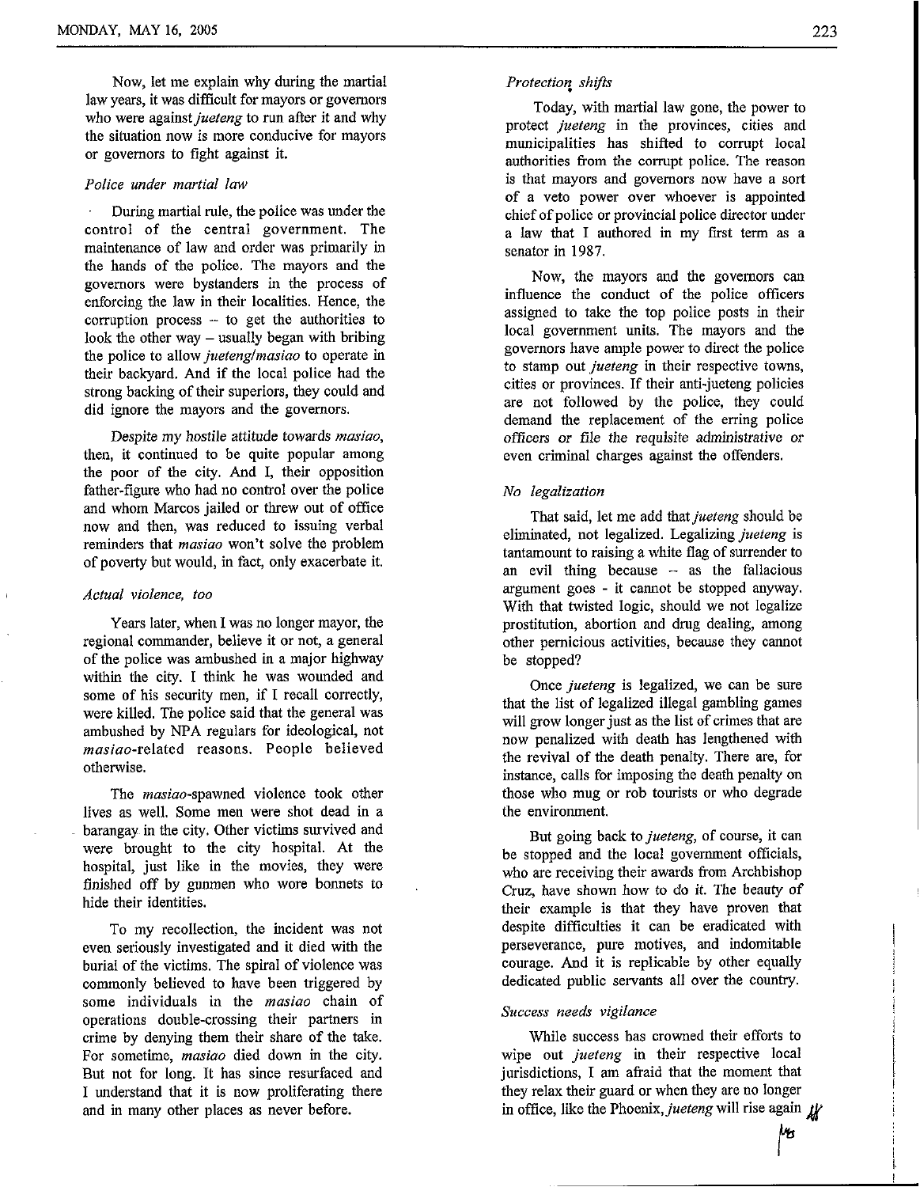Now, let me explain why during the martial law years, it was difficult for mayors or governors who were against *jueteng* to run after it and why the situation now is more conducive for mayors or governors to fight against it.

*Police under martial law*

During martial rule, the police was under the control of the central government. The maintenance of law and order was primarily in the hands of the police. The mayors and the governors were bystanders in the process of enforcing the law in their localities. Hence, the corruption process -- to get the authorities to look the other way -- usually began with bribing the police to allow *jueteng/masiao* to operate in their backyard. And if the local police had the strong backing of their superiors, they could and did ignore the mayors and the governors.

Despite my hostile attitude towards *masiao*, then, it continued to be quite popular among the poor of the city. And I, their opposition father-figure who had no control over the police and whom Marcos jailed or threw out of office now and then, was reduced to issuing verbal reminders that *masiao* won't solve the problem of poverty but would, in fact, only exacerbate it.

*Actual violence, too*

Years later, when I was no longer mayor, the regional commander, believe it or not, a general of the police was ambushed in a major highway within the city. I think he was wounded and some of his security men, if I recall correctly, were killed. The police said that the general was ambushed by NPA regulars for ideological, not *masiao*-related reasons. People believed otherwise.

The *masiao*-spawned violence took other lives as well. Some men were shot dead in a barangay in the city. Other victims survived and were brought to the city hospital. At the hospital, just like in the movies, they were finished off by gunmen who wore bonnets to hide their identities.

To my recollection, the incident was not even seriously investigated and it died with the burial of the victims. The spiral of violence was commonly believed to have been triggered by some individuals in the *masiao* chain of operations double-crossing their partners in crime by denying them their share of the take. For sometime, *masiao* died down in the city. But not for long. It has since resurfaced and I understand that it is now proliferating there and in many other places as never before.

*Protection shifts*

Today, with martial law gone, the power to protect *jueteng* in the provinces, cities and municipalities has shifted to corrupt local authorities from the corrupt police. The reason is that mayors and governors now have a sort of a veto power over whoever is appointed chief of police or provincial police director under a law that I authored in my first term as a senator in 1987.

Now, the mayors and the governors can influence the conduct of the police officers assigned to take the top police posts in their local government units. The mayors and the governors have ample power to direct the police to stamp out *jueteng* in their respective towns, cities or provinces. If their anti-jueteng policies are not followed by the police, they could demand the replacement of the erring police officers or file the requisite administrative or even criminal charges against the offenders.

*No legalization*

That said, let me add that *jueteng* should be eliminated, not legalized. Legalizing *jueteng* is tantamount to raising a white flag of surrender to an evil thing because -- as the fallacious argument goes - it cannot be stopped anyway. With that twisted logic, should we not legalize prostitution, abortion and drug dealing, among other pernicious activities, because they cannot be stopped?

Once *jueteng* is legalized, we can be sure that the list of legalized illegal gambling games will grow longer just as the list of crimes that are now penalized with death has lengthened with the revival of the death penalty. There are, for instance, calls for imposing the death penalty on those who mug or rob tourists or who degrade the environment.

But going back to *jueteng*, of course, it can be stopped and the local government officials, who are receiving their awards from Archbishop Cruz, have shown how to do it. The beauty of their example is that they have proven that despite difficulties it can be eradicated with perseverance, pure motives, and indomitable courage. And it is replicable by other equally dedicated public servants all over the country.

*Success needs vigilance*

While success has crowned their efforts to wipe out *jueteng* in their respective local jurisdictions, I am afraid that the moment that they relax their guard or when they are no longer in office, like the Phoenix, *jueteng* will rise again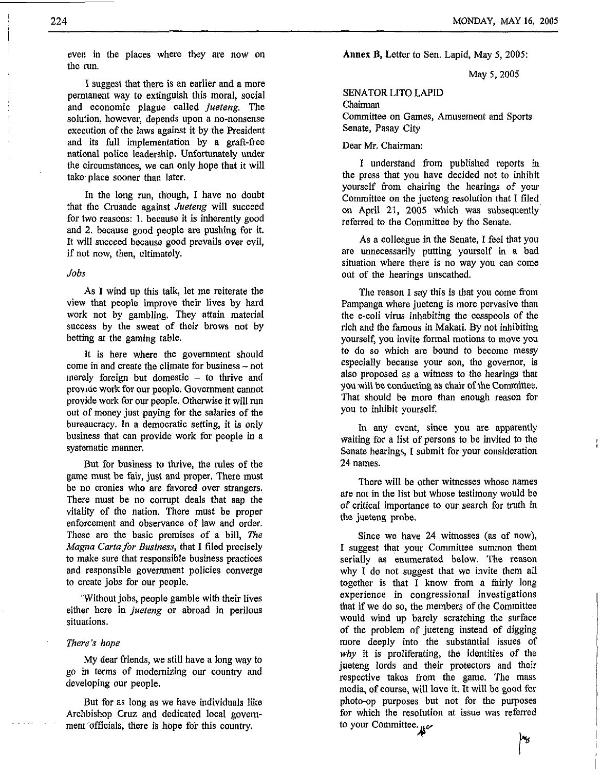even in the places where they are now on the run.

I suggest that there is an earlier and a more permanent way to extinguish this moral, social and economic plague called *Jueteng*. The solution, however, depends upon a no-nonsense execution of the laws against it by the President and its full implementation by a graft-free national police leadership. Unfortunately under the circumstances, we can only hope that it will take place sooner than later.

In the long run, though, I have no doubt that the Crusade against *Jueteng* will succeed for two reasons: 1. because it is inherently good and 2. because good people are pushing for it. It will succeed because good prevails over evil, if not now, then, ultimately.

*Jobs*

As I wind up this talk, let me reiterate the view that people improve their lives by hard work not by gambling. They attain material success by the sweat of their brows not by betting at the gaming table.

It is here where the government should come in and create the climate for business – not merely foreign but domestic – to thrive and provide work for our people. Government cannot provide work for our people. Otherwise it will run out of money just paying for the salaries of the bureaucracy. In a democratic setting, it is only business that can provide work for people in a systematic manner.

But for business to thrive, the rules of the game must be fair, just and proper. There must be no cronies who are favored over strangers. There must be no corrupt deals that sap the vitality of the nation. There must be proper enforcement and observance of law and order. These are the basic premises of a bill, *The Magna Carta for Business*, that I filed precisely to make sure that responsible business practices and responsible government policies converge to create jobs for our people.

Without jobs, people gamble with their lives either here in *jueteng* or abroad in perilous situations.

*There's hope*

My dear friends, we still have a long way to go in terms of modernizing our country and developing our people.

But for as long as we have individuals like Archbishop Cruz and dedicated local government officials, there is hope for this country.

**Annex B**, Letter to Sen. Lapid, May 5, 2005:

May 5, 2005

SENATOR LITO LAPID
Chairman
Committee on Games, Amusement and Sports
Senate, Pasay City

Dear Mr. Chairman:

I understand from published reports in the press that you have decided not to inhibit yourself from chairing the hearings of your Committee on the jueteng resolution that I filed on April 21, 2005 which was subsequently referred to the Committee by the Senate.

As a colleague in the Senate, I feel that you are unnecessarily putting yourself in a bad situation where there is no way you can come out of the hearings unscathed.

The reason I say this is that you come from Pampanga where jueteng is more pervasive than the e-coli virus inhabiting the cesspools of the rich and the famous in Makati. By not inhibiting yourself, you invite formal motions to move you to do so which are bound to become messy especially because your son, the governor, is also proposed as a witness to the hearings that you will be conducting as chair of the Committee. That should be more than enough reason for you to inhibit yourself.

In any event, since you are apparently waiting for a list of persons to be invited to the Senate hearings, I submit for your consideration 24 names.

There will be other witnesses whose names are not in the list but whose testimony would be of critical importance to our search for truth in the jueteng probe.

Since we have 24 witnesses (as of now), I suggest that your Committee summon them serially as enumerated below. The reason why I do not suggest that we invite them all together is that I know from a fairly long experience in congressional investigations that if we do so, the members of the Committee would wind up barely scratching the surface of the problem of jueteng instead of digging more deeply into the substantial issues of *why* it is proliferating, the identities of the jueteng lords and their protectors and their respective takes from the game. The mass media, of course, will love it. It will be good for photo-op purposes but not for the purposes for which the resolution at issue was referred to your Committee.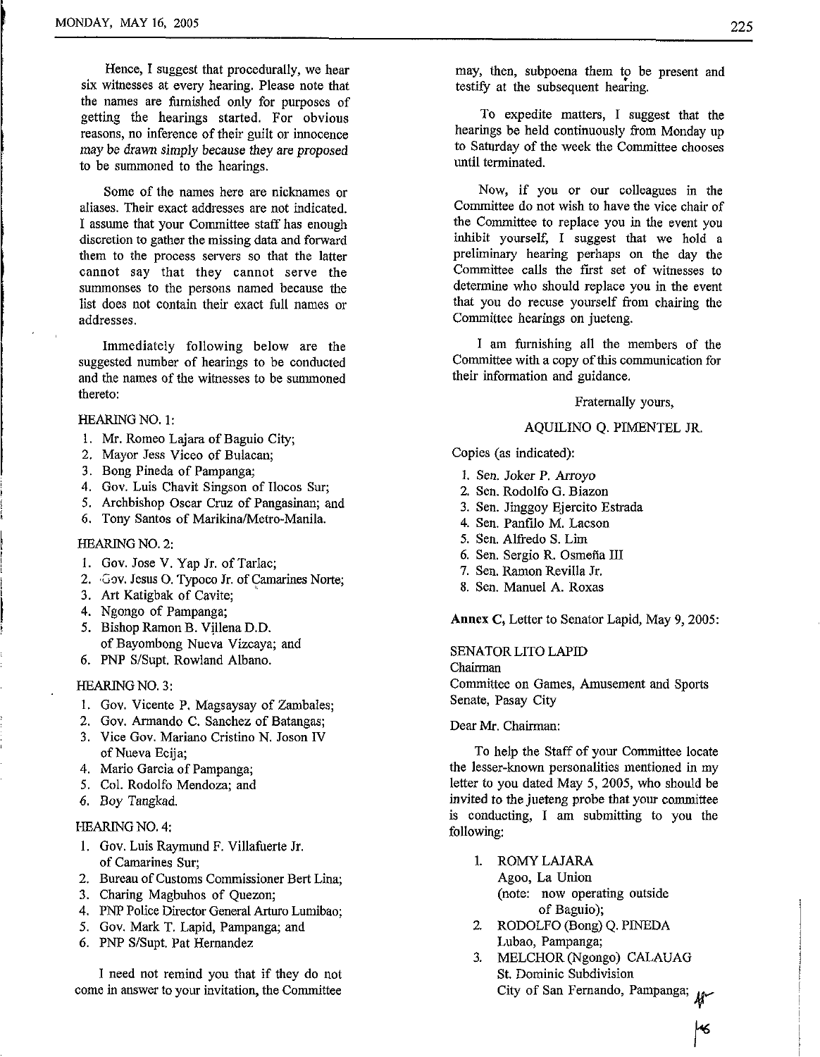Hence, I suggest that procedurally, we hear six witnesses at every hearing. Please note that the names are furnished only for purposes of getting the hearings started. For obvious reasons, no inference of their guilt or innocence *may be drawn simply because they are proposed* to be summoned to the hearings.

Some of the names here are nicknames or aliases. Their exact addresses are not indicated. I assume that your Committee staff has enough discretion to gather the missing data and forward them to the process servers so that the latter cannot say that they cannot serve the summonses to the persons named because the list does not contain their exact full names or addresses.

Immediately following below are the suggested number of hearings to be conducted and the names of the witnesses to be summoned thereto:

HEARING NO. 1:

1. Mr. Romeo Lajara of Baguio City;
2. Mayor Jess Viceo of Bulacan;
3. Bong Pineda of Pampanga;
4. Gov. Luis Chavit Singson of Ilocos Sur;
5. Archbishop Oscar Cruz of Pangasinan; and
6. Tony Santos of Marikina/Metro-Manila.

HEARING NO. 2:

1. Gov. Jose V. Yap Jr. of Tarlac;
2. Gov. Jesus O. Typoco Jr. of Camarines Norte;
3. Art Katigbak of Cavite;
4. Ngongo of Pampanga;
5. Bishop Ramon B. Villena D.D. of Bayombong Nueva Vizcaya; and
6. PNP S/Supt. Rowland Albano.

HEARING NO. 3:

1. Gov. Vicente P. Magsaysay of Zambales;
2. Gov. Armando C. Sanchez of Batangas;
3. Vice Gov. Mariano Cristino N. Joson IV of Nueva Ecija;
4. Mario Garcia of Pampanga;
5. Col. Rodolfo Mendoza; and
6. Boy Tangkad.

HEARING NO. 4:

1. Gov. Luis Raymund F. Villafuerte Jr. of Camarines Sur;
2. Bureau of Customs Commissioner Bert Lina;
3. Charing Magbuhos of Quezon;
4. PNP Police Director General Arturo Lumibao;
5. Gov. Mark T. Lapid, Pampanga; and
6. PNP S/Supt. Pat Hernandez

I need not remind you that if they do not come in answer to your invitation, the Committee may, then, subpoena them to be present and testify at the subsequent hearing.

To expedite matters, I suggest that the hearings be held continuously from Monday up to Saturday of the week the Committee chooses until terminated.

Now, if you or our colleagues in the Committee do not wish to have the vice chair of the Committee to replace you in the event you inhibit yourself, I suggest that we hold a preliminary hearing perhaps on the day the Committee calls the first set of witnesses to determine who should replace you in the event that you do recuse yourself from chairing the Committee hearings on jueteng.

I am furnishing all the members of the Committee with a copy of this communication for their information and guidance.

Fraternally yours,

AQUILINO Q. PIMENTEL JR.

Copies (as indicated):

1. Sen. Joker P. Arroyo
2. Sen. Rodolfo G. Biazon
3. Sen. Jinggoy Ejercito Estrada
4. Sen. Panfilo M. Lacson
5. Sen. Alfredo S. Lim
6. Sen. Sergio R. Osmeña III
7. Sen. Ramon Revilla Jr.
8. Sen. Manuel A. Roxas

**Annex C,** Letter to Senator Lapid, May 9, 2005:

SENATOR LITO LAPID
Chairman
Committee on Games, Amusement and Sports
Senate, Pasay City

Dear Mr. Chairman:

To help the Staff of your Committee locate the lesser-known personalities mentioned in my letter to you dated May 5, 2005, who should be invited to the jueteng probe that your committee is conducting, I am submitting to you the following:

1. ROMY LAJARA
   Agoo, La Union
   (note: now operating outside of Baguio);
2. RODOLFO (Bong) Q. PINEDA
   Lubao, Pampanga;
3. MELCHOR (Ngongo) CALAUAG
   St. Dominic Subdivision
   City of San Fernando, Pampanga;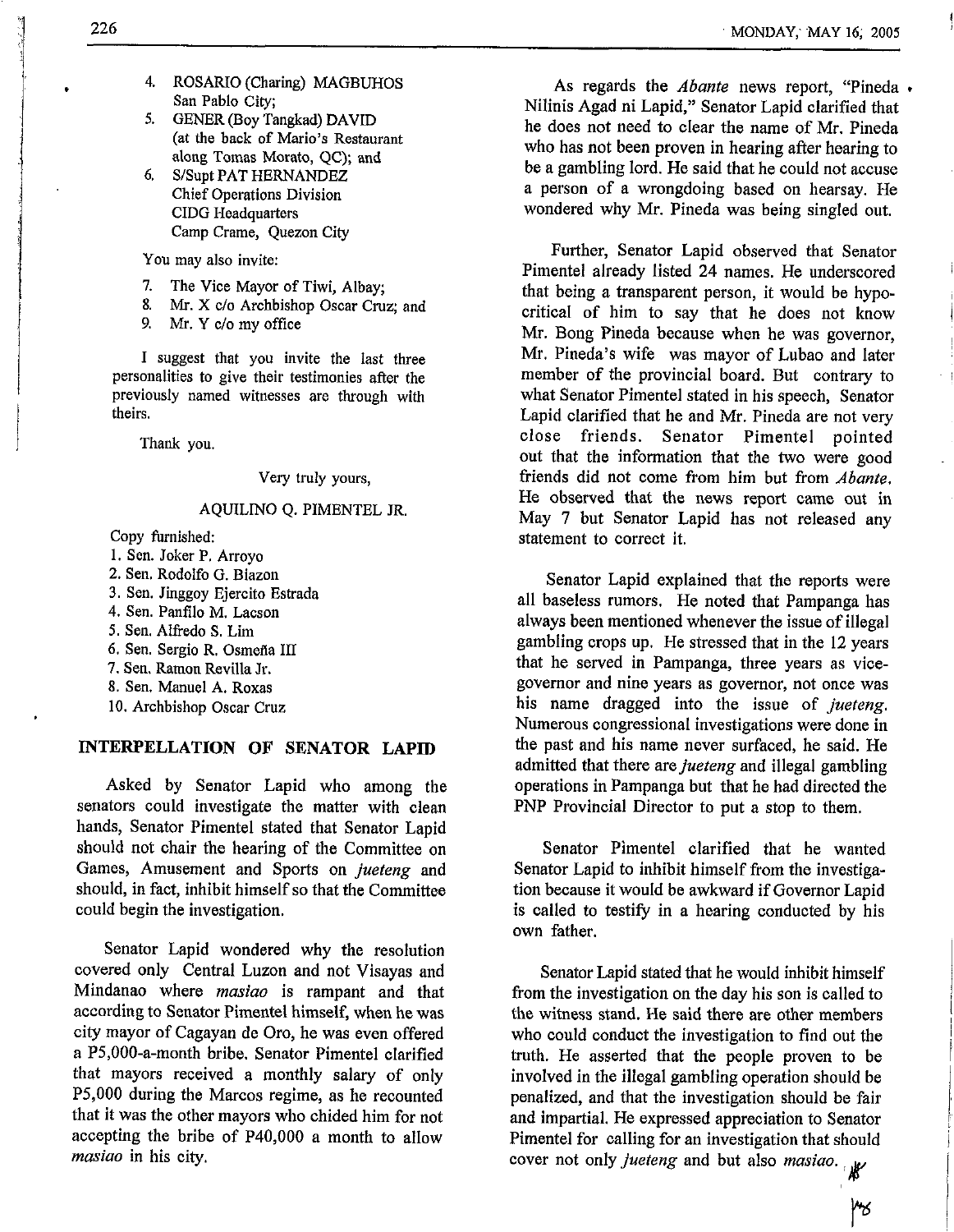4. ROSARIO (Charing) MAGBUHOS
   San Pablo City;
5. GENER (Boy Tangkad) DAVID
   (at the back of Mario's Restaurant along Tomas Morato, QC); and
6. S/Supt PAT HERNANDEZ
   Chief Operations Division
   CIDG Headquarters
   Camp Crame, Quezon City

You may also invite:

7. The Vice Mayor of Tiwi, Albay;
8. Mr. X c/o Archbishop Oscar Cruz; and
9. Mr. Y c/o my office

I suggest that you invite the last three personalities to give their testimonies after the previously named witnesses are through with theirs.

Thank you.

Very truly yours,

AQUILINO Q. PIMENTEL JR.

Copy furnished:
1. Sen. Joker P. Arroyo
2. Sen. Rodolfo G. Biazon
3. Sen. Jinggoy Ejercito Estrada
4. Sen. Panfilo M. Lacson
5. Sen. Alfredo S. Lim
6. Sen. Sergio R. Osmeña III
7. Sen. Ramon Revilla Jr.
8. Sen. Manuel A. Roxas
10. Archbishop Oscar Cruz

## INTERPELLATION OF SENATOR LAPID

Asked by Senator Lapid who among the senators could investigate the matter with clean hands, Senator Pimentel stated that Senator Lapid should not chair the hearing of the Committee on Games, Amusement and Sports on *jueteng* and should, in fact, inhibit himself so that the Committee could begin the investigation.

Senator Lapid wondered why the resolution covered only Central Luzon and not Visayas and Mindanao where *masiao* is rampant and that according to Senator Pimentel himself, when he was city mayor of Cagayan de Oro, he was even offered a P5,000-a-month bribe. Senator Pimentel clarified that mayors received a monthly salary of only P5,000 during the Marcos regime, as he recounted that it was the other mayors who chided him for not accepting the bribe of P40,000 a month to allow *masiao* in his city.

As regards the *Abante* news report, "Pineda Nilinis Agad ni Lapid," Senator Lapid clarified that he does not need to clear the name of Mr. Pineda who has not been proven in hearing after hearing to be a gambling lord. He said that he could not accuse a person of a wrongdoing based on hearsay. He wondered why Mr. Pineda was being singled out.

Further, Senator Lapid observed that Senator Pimentel already listed 24 names. He underscored that being a transparent person, it would be hypocritical of him to say that he does not know Mr. Bong Pineda because when he was governor, Mr. Pineda's wife was mayor of Lubao and later member of the provincial board. But contrary to what Senator Pimentel stated in his speech, Senator Lapid clarified that he and Mr. Pineda are not very close friends. Senator Pimentel pointed out that the information that the two were good friends did not come from him but from *Abante*. He observed that the news report came out in May 7 but Senator Lapid has not released any statement to correct it.

Senator Lapid explained that the reports were all baseless rumors. He noted that Pampanga has always been mentioned whenever the issue of illegal gambling crops up. He stressed that in the 12 years that he served in Pampanga, three years as vice-governor and nine years as governor, not once was his name dragged into the issue of *jueteng*. Numerous congressional investigations were done in the past and his name never surfaced, he said. He admitted that there are *jueteng* and illegal gambling operations in Pampanga but that he had directed the PNP Provincial Director to put a stop to them.

Senator Pimentel clarified that he wanted Senator Lapid to inhibit himself from the investigation because it would be awkward if Governor Lapid is called to testify in a hearing conducted by his own father.

Senator Lapid stated that he would inhibit himself from the investigation on the day his son is called to the witness stand. He said there are other members who could conduct the investigation to find out the truth. He asserted that the people proven to be involved in the illegal gambling operation should be penalized, and that the investigation should be fair and impartial. He expressed appreciation to Senator Pimentel for calling for an investigation that should cover not only *jueteng* and but also *masiao*.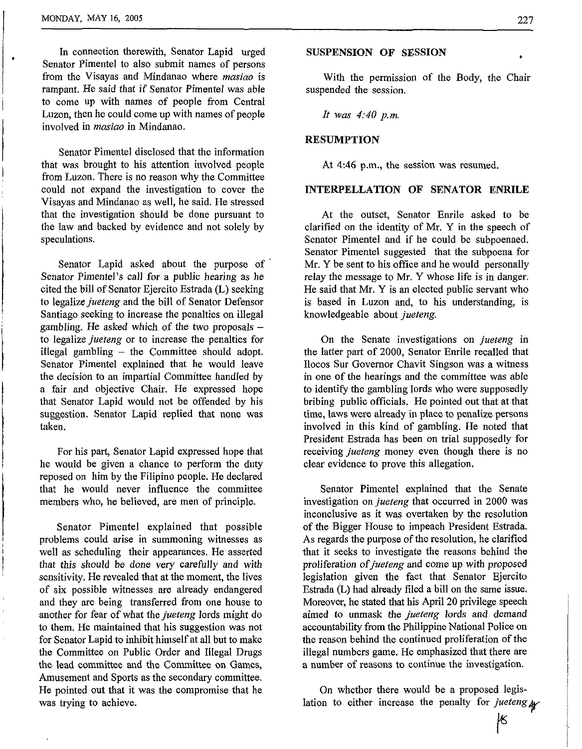In connection therewith, Senator Lapid urged Senator Pimentel to also submit names of persons from the Visayas and Mindanao where *masiao* is rampant. He said that if Senator Pimentel was able to come up with names of people from Central Luzon, then he could come up with names of people involved in *masiao* in Mindanao.

Senator Pimentel disclosed that the information that was brought to his attention involved people from Luzon. There is no reason why the Committee could not expand the investigation to cover the Visayas and Mindanao as well, he said. He stressed that the investigation should be done pursuant to the law and backed by evidence and not solely by speculations.

Senator Lapid asked about the purpose of Senator Pimentel's call for a public hearing as he cited the bill of Senator Ejercito Estrada (L) seeking to legalize *jueteng* and the bill of Senator Defensor Santiago seeking to increase the penalties on illegal gambling. He asked which of the two proposals – to legalize *jueteng* or to increase the penalties for illegal gambling – the Committee should adopt. Senator Pimentel explained that he would leave the decision to an impartial Committee handled by a fair and objective Chair. He expressed hope that Senator Lapid would not be offended by his suggestion. Senator Lapid replied that none was taken.

For his part, Senator Lapid expressed hope that he would be given a chance to perform the duty reposed on him by the Filipino people. He declared that he would never influence the committee members who, he believed, are men of principle.

Senator Pimentel explained that possible problems could arise in summoning witnesses as well as scheduling their appearances. He asserted that this should be done very carefully and with sensitivity. He revealed that at the moment, the lives of six possible witnesses are already endangered and they are being transferred from one house to another for fear of what the *jueteng* lords might do to them. He maintained that his suggestion was not for Senator Lapid to inhibit himself at all but to make the Committee on Public Order and Illegal Drugs the lead committee and the Committee on Games, Amusement and Sports as the secondary committee. He pointed out that it was the compromise that he was trying to achieve.

## SUSPENSION OF SESSION

With the permission of the Body, the Chair suspended the session.

*It was 4:40 p.m.*

## RESUMPTION

At 4:46 p.m., the session was resumed.

## INTERPELLATION OF SENATOR ENRILE

At the outset, Senator Enrile asked to be clarified on the identity of Mr. Y in the speech of Senator Pimentel and if he could be subpoenaed. Senator Pimentel suggested that the subpoena for Mr. Y be sent to his office and he would personally relay the message to Mr. Y whose life is in danger. He said that Mr. Y is an elected public servant who is based in Luzon and, to his understanding, is knowledgeable about *jueteng*.

On the Senate investigations on *jueteng* in the latter part of 2000, Senator Enrile recalled that Ilocos Sur Governor Chavit Singson was a witness in one of the hearings and the committee was able to identify the gambling lords who were supposedly bribing public officials. He pointed out that at that time, laws were already in place to penalize persons involved in this kind of gambling. He noted that President Estrada has been on trial supposedly for receiving *jueteng* money even though there is no clear evidence to prove this allegation.

Senator Pimentel explained that the Senate investigation on *jueteng* that occurred in 2000 was inconclusive as it was overtaken by the resolution of the Bigger House to impeach President Estrada. As regards the purpose of the resolution, he clarified that it seeks to investigate the reasons behind the proliferation of *jueteng* and come up with proposed legislation given the fact that Senator Ejercito Estrada (L) had already filed a bill on the same issue. Moreover, he stated that his April 20 privilege speech aimed to unmask the *jueteng* lords and demand accountability from the Philippine National Police on the reason behind the continued proliferation of the illegal numbers game. He emphasized that there are a number of reasons to continue the investigation.

On whether there would be a proposed legislation to either increase the penalty for *jueteng*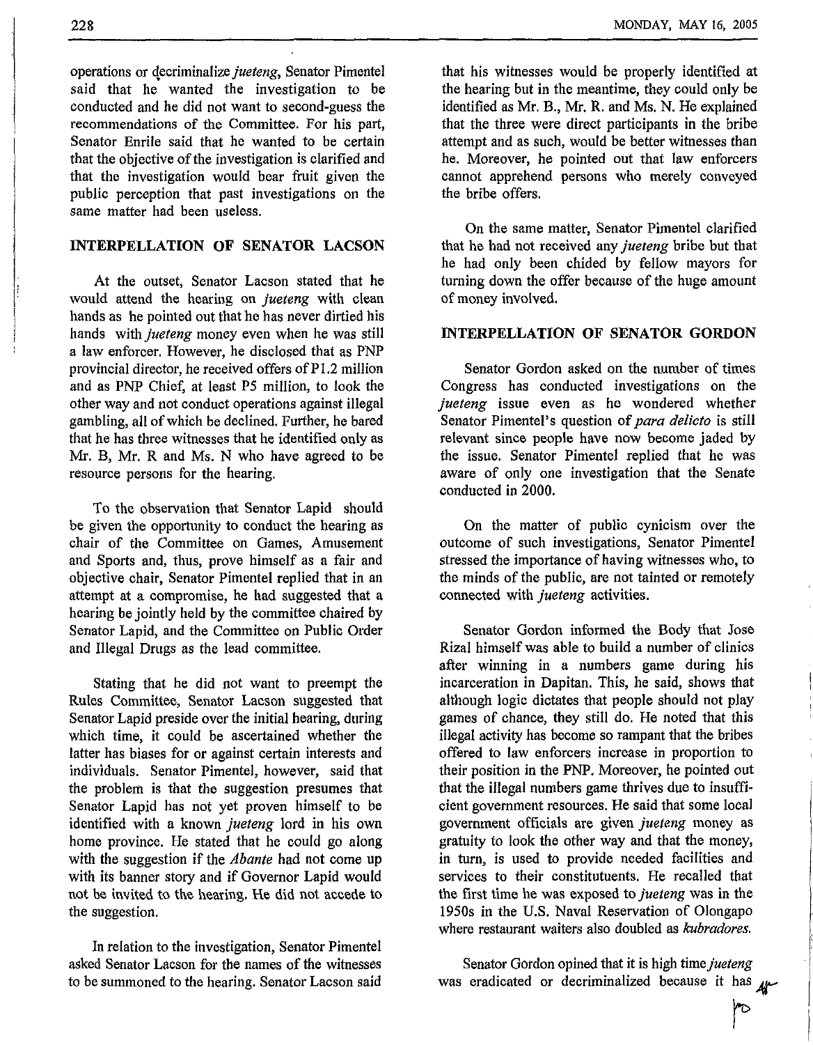operations or decriminalize *jueteng*, Senator Pimentel said that he wanted the investigation to be conducted and he did not want to second-guess the recommendations of the Committee. For his part, Senator Enrile said that he wanted to be certain that the objective of the investigation is clarified and that the investigation would bear fruit given the public perception that past investigations on the same matter had been useless.

## INTERPELLATION OF SENATOR LACSON

At the outset, Senator Lacson stated that he would attend the hearing on *jueteng* with clean hands as he pointed out that he has never dirtied his hands with *jueteng* money even when he was still a law enforcer. However, he disclosed that as PNP provincial director, he received offers of P1.2 million and as PNP Chief, at least P5 million, to look the other way and not conduct operations against illegal gambling, all of which be declined. Further, he bared that he has three witnesses that he identified only as Mr. B, Mr. R and Ms. N who have agreed to be resource persons for the hearing.

To the observation that Senator Lapid should be given the opportunity to conduct the hearing as chair of the Committee on Games, Amusement and Sports and, thus, prove himself as a fair and objective chair, Senator Pimentel replied that in an attempt at a compromise, he had suggested that a hearing be jointly held by the committee chaired by Senator Lapid, and the Committee on Public Order and Illegal Drugs as the lead committee.

Stating that he did not want to preempt the Rules Committee, Senator Lacson suggested that Senator Lapid preside over the initial hearing, during which time, it could be ascertained whether the latter has biases for or against certain interests and individuals. Senator Pimentel, however, said that the problem is that the suggestion presumes that Senator Lapid has not yet proven himself to be identified with a known *jueteng* lord in his own home province. He stated that he could go along with the suggestion if the *Abante* had not come up with its banner story and if Governor Lapid would not be invited to the hearing. He did not accede to the suggestion.

In relation to the investigation, Senator Pimentel asked Senator Lacson for the names of the witnesses to be summoned to the hearing. Senator Lacson said that his witnesses would be properly identified at the hearing but in the meantime, they could only be identified as Mr. B., Mr. R. and Ms. N. He explained that the three were direct participants in the bribe attempt and as such, would be better witnesses than he. Moreover, he pointed out that law enforcers cannot apprehend persons who merely conveyed the bribe offers.

On the same matter, Senator Pimentel clarified that he had not received any *jueteng* bribe but that he had only been chided by fellow mayors for turning down the offer because of the huge amount of money involved.

## INTERPELLATION OF SENATOR GORDON

Senator Gordon asked on the number of times Congress has conducted investigations on the *jueteng* issue even as he wondered whether Senator Pimentel's question of *para delicto* is still relevant since people have now become jaded by the issue. Senator Pimentel replied that he was aware of only one investigation that the Senate conducted in 2000.

On the matter of public cynicism over the outcome of such investigations, Senator Pimentel stressed the importance of having witnesses who, to the minds of the public, are not tainted or remotely connected with *jueteng* activities.

Senator Gordon informed the Body that Jose Rizal himself was able to build a number of clinics after winning in a numbers game during his incarceration in Dapitan. This, he said, shows that although logic dictates that people should not play games of chance, they still do. He noted that this illegal activity has become so rampant that the bribes offered to law enforcers increase in proportion to their position in the PNP. Moreover, he pointed out that the illegal numbers game thrives due to insufficient government resources. He said that some local government officials are given *jueteng* money as gratuity to look the other way and that the money, in turn, is used to provide needed facilities and services to their constitutuents. He recalled that the first time he was exposed to *jueteng* was in the 1950s in the U.S. Naval Reservation of Olongapo where restaurant waiters also doubled as *kubradores*.

Senator Gordon opined that it is high time *jueteng* was eradicated or decriminalized because it has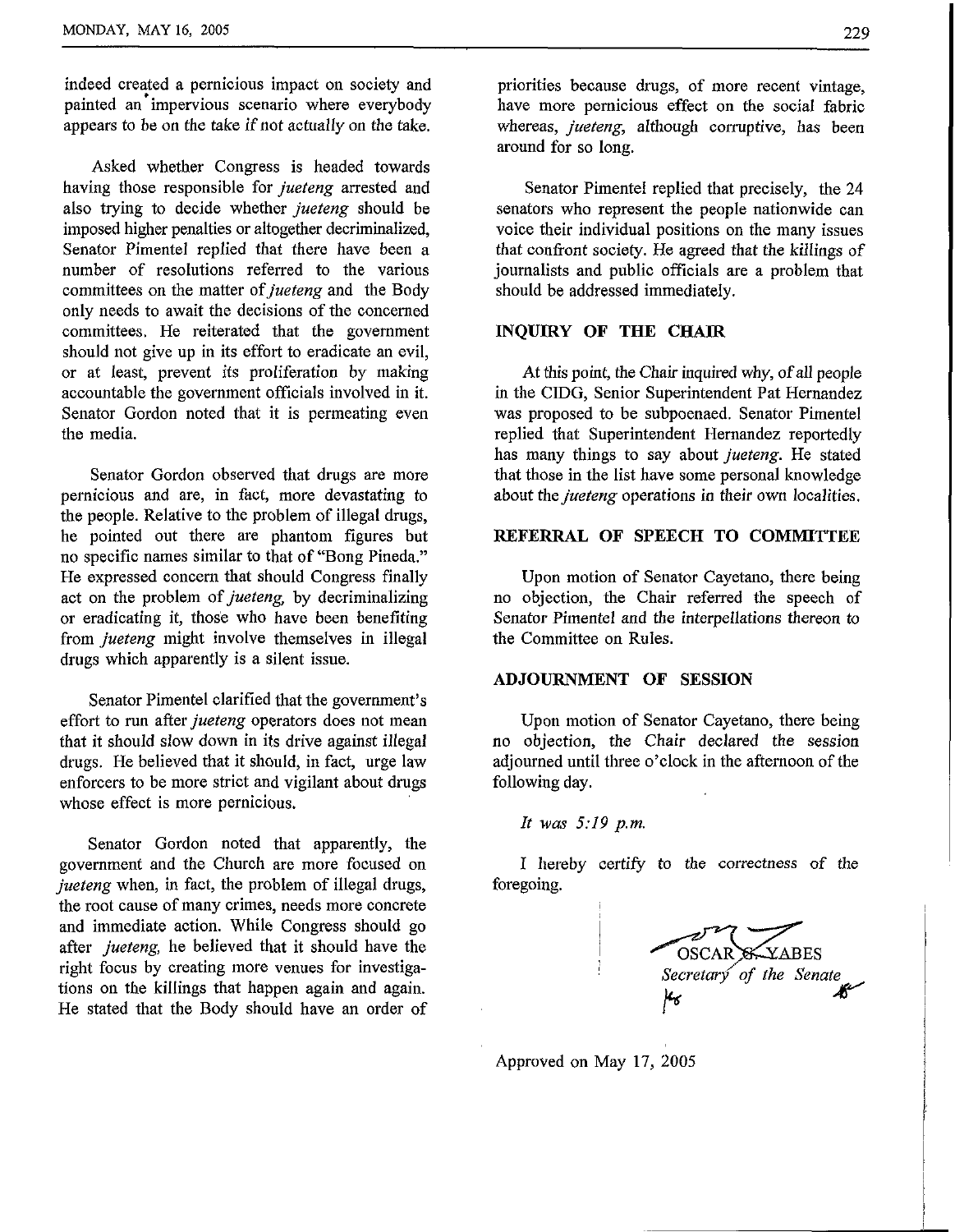indeed created a pernicious impact on society and painted an impervious scenario where everybody appears to be on the take if not actually on the take.

Asked whether Congress is headed towards having those responsible for *jueteng* arrested and also trying to decide whether *jueteng* should be imposed higher penalties or altogether decriminalized, Senator Pimentel replied that there have been a number of resolutions referred to the various committees on the matter of *jueteng* and the Body only needs to await the decisions of the concerned committees. He reiterated that the government should not give up in its effort to eradicate an evil, or at least, prevent its proliferation by making accountable the government officials involved in it. Senator Gordon noted that it is permeating even the media.

Senator Gordon observed that drugs are more pernicious and are, in fact, more devastating to the people. Relative to the problem of illegal drugs, he pointed out there are phantom figures but no specific names similar to that of "Bong Pineda." He expressed concern that should Congress finally act on the problem of *jueteng*, by decriminalizing or eradicating it, those who have been benefiting from *jueteng* might involve themselves in illegal drugs which apparently is a silent issue.

Senator Pimentel clarified that the government's effort to run after *jueteng* operators does not mean that it should slow down in its drive against illegal drugs. He believed that it should, in fact, urge law enforcers to be more strict and vigilant about drugs whose effect is more pernicious.

Senator Gordon noted that apparently, the government and the Church are more focused on *jueteng* when, in fact, the problem of illegal drugs, the root cause of many crimes, needs more concrete and immediate action. While Congress should go after *jueteng*, he believed that it should have the right focus by creating more venues for investigations on the killings that happen again and again. He stated that the Body should have an order of priorities because drugs, of more recent vintage, have more pernicious effect on the social fabric whereas, *jueteng*, although corruptive, has been around for so long.

Senator Pimentel replied that precisely, the 24 senators who represent the people nationwide can voice their individual positions on the many issues that confront society. He agreed that the killings of journalists and public officials are a problem that should be addressed immediately.

## INQUIRY OF THE CHAIR

At this point, the Chair inquired why, of all people in the CIDG, Senior Superintendent Pat Hernandez was proposed to be subpoenaed. Senator Pimentel replied that Superintendent Hernandez reportedly has many things to say about *jueteng*. He stated that those in the list have some personal knowledge about the *jueteng* operations in their own localities.

## REFERRAL OF SPEECH TO COMMITTEE

Upon motion of Senator Cayetano, there being no objection, the Chair referred the speech of Senator Pimentel and the interpellations thereon to the Committee on Rules.

## ADJOURNMENT OF SESSION

Upon motion of Senator Cayetano, there being no objection, the Chair declared the session adjourned until three o'clock in the afternoon of the following day.

*It was 5:19 p.m.*

I hereby certify to the correctness of the foregoing.

OSCAR G. YABES
*Secretary of the Senate*

Approved on May 17, 2005